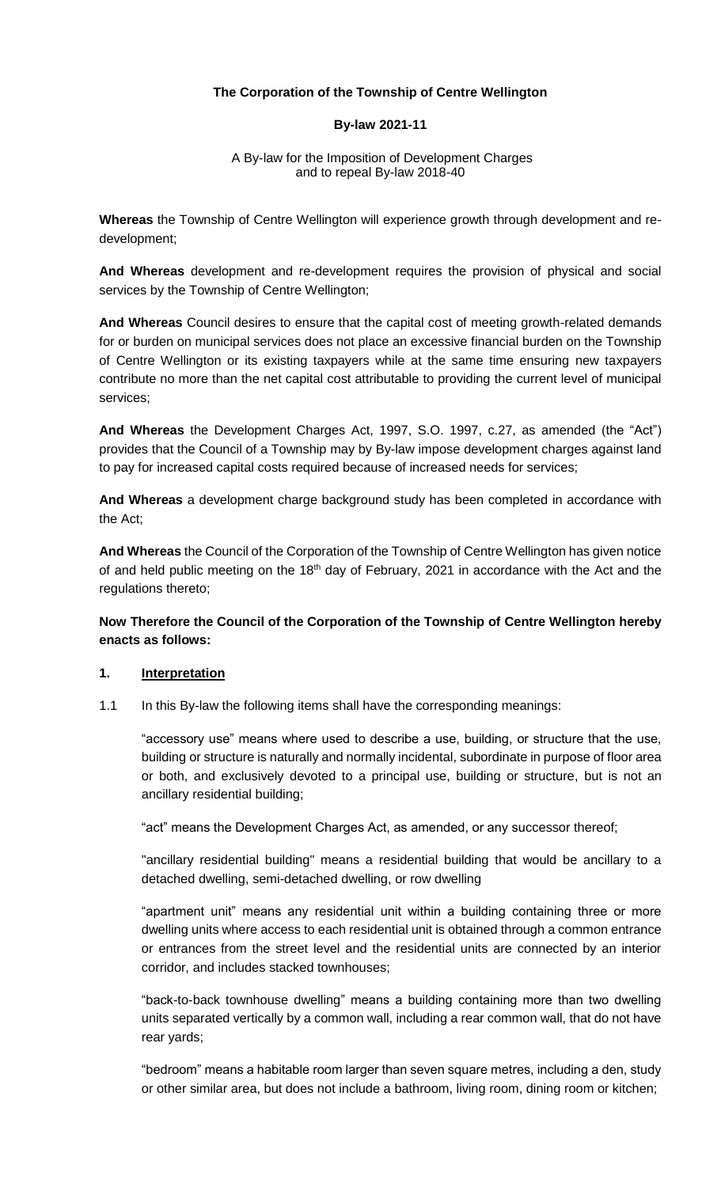**The Corporation of the Township of Centre Wellington**

**By-law 2021-11**

A By-law for the Imposition of Development Charges and to repeal By-law 2018-40

**Whereas** the Township of Centre Wellington will experience growth through development and re-development;

**And Whereas** development and re-development requires the provision of physical and social services by the Township of Centre Wellington;

**And Whereas** Council desires to ensure that the capital cost of meeting growth-related demands for or burden on municipal services does not place an excessive financial burden on the Township of Centre Wellington or its existing taxpayers while at the same time ensuring new taxpayers contribute no more than the net capital cost attributable to providing the current level of municipal services;

**And Whereas** the Development Charges Act, 1997, S.O. 1997, c.27, as amended (the "Act") provides that the Council of a Township may by By-law impose development charges against land to pay for increased capital costs required because of increased needs for services;

**And Whereas** a development charge background study has been completed in accordance with the Act;

**And Whereas** the Council of the Corporation of the Township of Centre Wellington has given notice of and held public meeting on the 18th day of February, 2021 in accordance with the Act and the regulations thereto;

**Now Therefore the Council of the Corporation of the Township of Centre Wellington hereby enacts as follows:**

## 1. Interpretation

1.1 In this By-law the following items shall have the corresponding meanings:

"accessory use" means where used to describe a use, building, or structure that the use, building or structure is naturally and normally incidental, subordinate in purpose of floor area or both, and exclusively devoted to a principal use, building or structure, but is not an ancillary residential building;

"act" means the Development Charges Act, as amended, or any successor thereof;

"ancillary residential building" means a residential building that would be ancillary to a detached dwelling, semi-detached dwelling, or row dwelling

"apartment unit" means any residential unit within a building containing three or more dwelling units where access to each residential unit is obtained through a common entrance or entrances from the street level and the residential units are connected by an interior corridor, and includes stacked townhouses;

"back-to-back townhouse dwelling" means a building containing more than two dwelling units separated vertically by a common wall, including a rear common wall, that do not have rear yards;

"bedroom" means a habitable room larger than seven square metres, including a den, study or other similar area, but does not include a bathroom, living room, dining room or kitchen;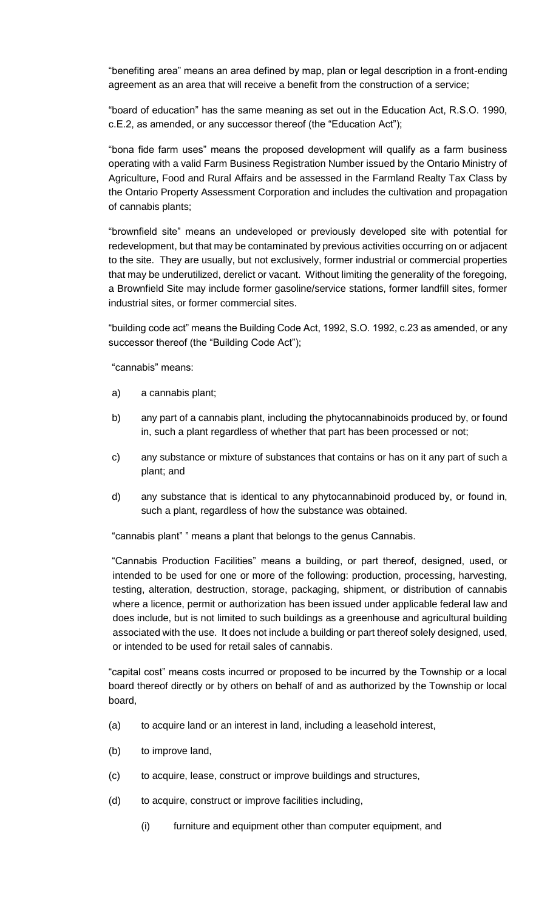"benefiting area" means an area defined by map, plan or legal description in a front-ending agreement as an area that will receive a benefit from the construction of a service;

"board of education" has the same meaning as set out in the Education Act, R.S.O. 1990, c.E.2, as amended, or any successor thereof (the "Education Act");

"bona fide farm uses" means the proposed development will qualify as a farm business operating with a valid Farm Business Registration Number issued by the Ontario Ministry of Agriculture, Food and Rural Affairs and be assessed in the Farmland Realty Tax Class by the Ontario Property Assessment Corporation and includes the cultivation and propagation of cannabis plants;

"brownfield site" means an undeveloped or previously developed site with potential for redevelopment, but that may be contaminated by previous activities occurring on or adjacent to the site. They are usually, but not exclusively, former industrial or commercial properties that may be underutilized, derelict or vacant. Without limiting the generality of the foregoing, a Brownfield Site may include former gasoline/service stations, former landfill sites, former industrial sites, or former commercial sites.

"building code act" means the Building Code Act, 1992, S.O. 1992, c.23 as amended, or any successor thereof (the "Building Code Act");

"cannabis" means:

a) a cannabis plant;

b) any part of a cannabis plant, including the phytocannabinoids produced by, or found in, such a plant regardless of whether that part has been processed or not;

c) any substance or mixture of substances that contains or has on it any part of such a plant; and

d) any substance that is identical to any phytocannabinoid produced by, or found in, such a plant, regardless of how the substance was obtained.

"cannabis plant" " means a plant that belongs to the genus Cannabis.

"Cannabis Production Facilities" means a building, or part thereof, designed, used, or intended to be used for one or more of the following: production, processing, harvesting, testing, alteration, destruction, storage, packaging, shipment, or distribution of cannabis where a licence, permit or authorization has been issued under applicable federal law and does include, but is not limited to such buildings as a greenhouse and agricultural building associated with the use. It does not include a building or part thereof solely designed, used, or intended to be used for retail sales of cannabis.

"capital cost" means costs incurred or proposed to be incurred by the Township or a local board thereof directly or by others on behalf of and as authorized by the Township or local board,

(a) to acquire land or an interest in land, including a leasehold interest,

(b) to improve land,

(c) to acquire, lease, construct or improve buildings and structures,

(d) to acquire, construct or improve facilities including,

  (i) furniture and equipment other than computer equipment, and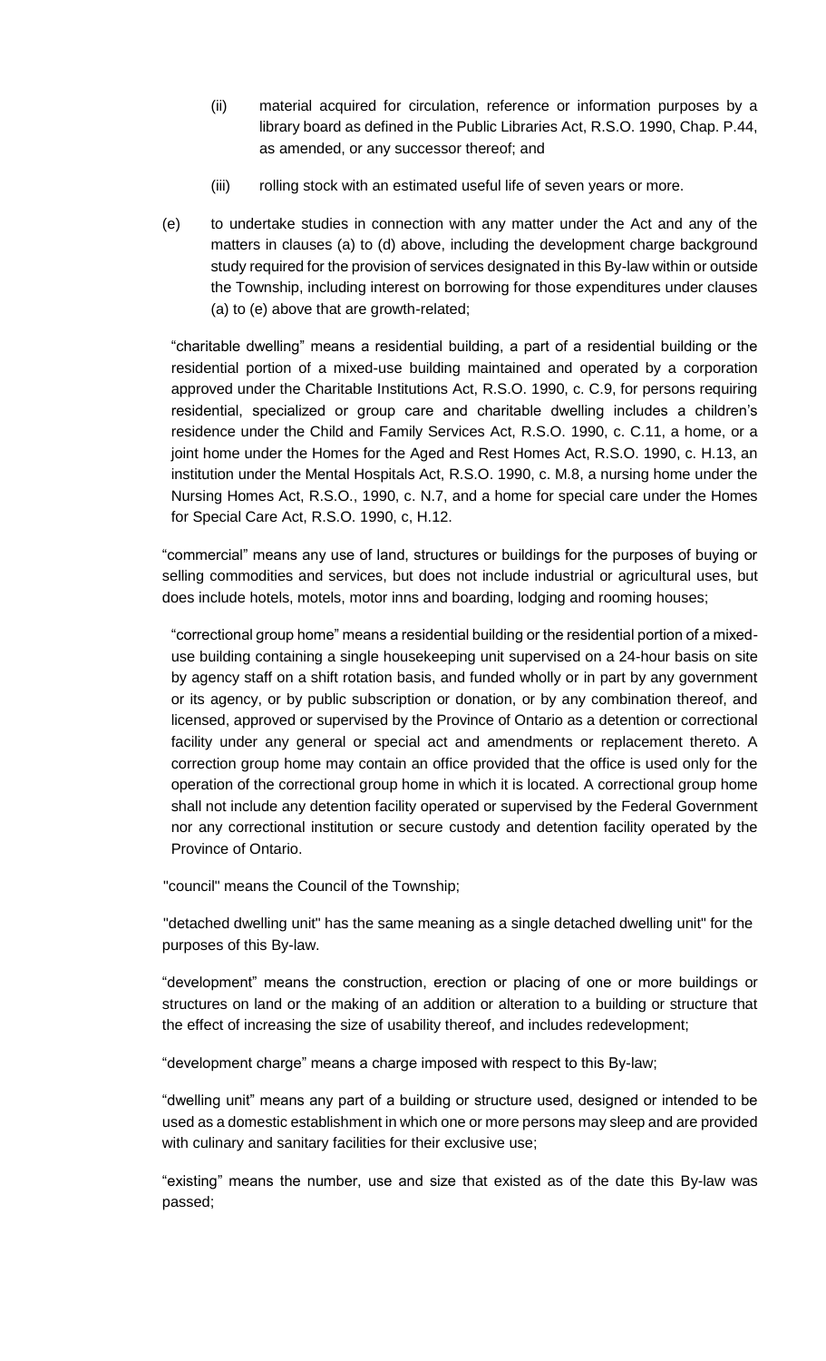(ii) material acquired for circulation, reference or information purposes by a library board as defined in the Public Libraries Act, R.S.O. 1990, Chap. P.44, as amended, or any successor thereof; and

(iii) rolling stock with an estimated useful life of seven years or more.

(e) to undertake studies in connection with any matter under the Act and any of the matters in clauses (a) to (d) above, including the development charge background study required for the provision of services designated in this By-law within or outside the Township, including interest on borrowing for those expenditures under clauses (a) to (e) above that are growth-related;

"charitable dwelling" means a residential building, a part of a residential building or the residential portion of a mixed-use building maintained and operated by a corporation approved under the Charitable Institutions Act, R.S.O. 1990, c. C.9, for persons requiring residential, specialized or group care and charitable dwelling includes a children's residence under the Child and Family Services Act, R.S.O. 1990, c. C.11, a home, or a joint home under the Homes for the Aged and Rest Homes Act, R.S.O. 1990, c. H.13, an institution under the Mental Hospitals Act, R.S.O. 1990, c. M.8, a nursing home under the Nursing Homes Act, R.S.O., 1990, c. N.7, and a home for special care under the Homes for Special Care Act, R.S.O. 1990, c, H.12.

"commercial" means any use of land, structures or buildings for the purposes of buying or selling commodities and services, but does not include industrial or agricultural uses, but does include hotels, motels, motor inns and boarding, lodging and rooming houses;

"correctional group home" means a residential building or the residential portion of a mixed-use building containing a single housekeeping unit supervised on a 24-hour basis on site by agency staff on a shift rotation basis, and funded wholly or in part by any government or its agency, or by public subscription or donation, or by any combination thereof, and licensed, approved or supervised by the Province of Ontario as a detention or correctional facility under any general or special act and amendments or replacement thereto. A correction group home may contain an office provided that the office is used only for the operation of the correctional group home in which it is located. A correctional group home shall not include any detention facility operated or supervised by the Federal Government nor any correctional institution or secure custody and detention facility operated by the Province of Ontario.

"council" means the Council of the Township;

"detached dwelling unit" has the same meaning as a single detached dwelling unit" for the purposes of this By-law.

"development" means the construction, erection or placing of one or more buildings or structures on land or the making of an addition or alteration to a building or structure that the effect of increasing the size of usability thereof, and includes redevelopment;

"development charge" means a charge imposed with respect to this By-law;

"dwelling unit" means any part of a building or structure used, designed or intended to be used as a domestic establishment in which one or more persons may sleep and are provided with culinary and sanitary facilities for their exclusive use;

"existing" means the number, use and size that existed as of the date this By-law was passed;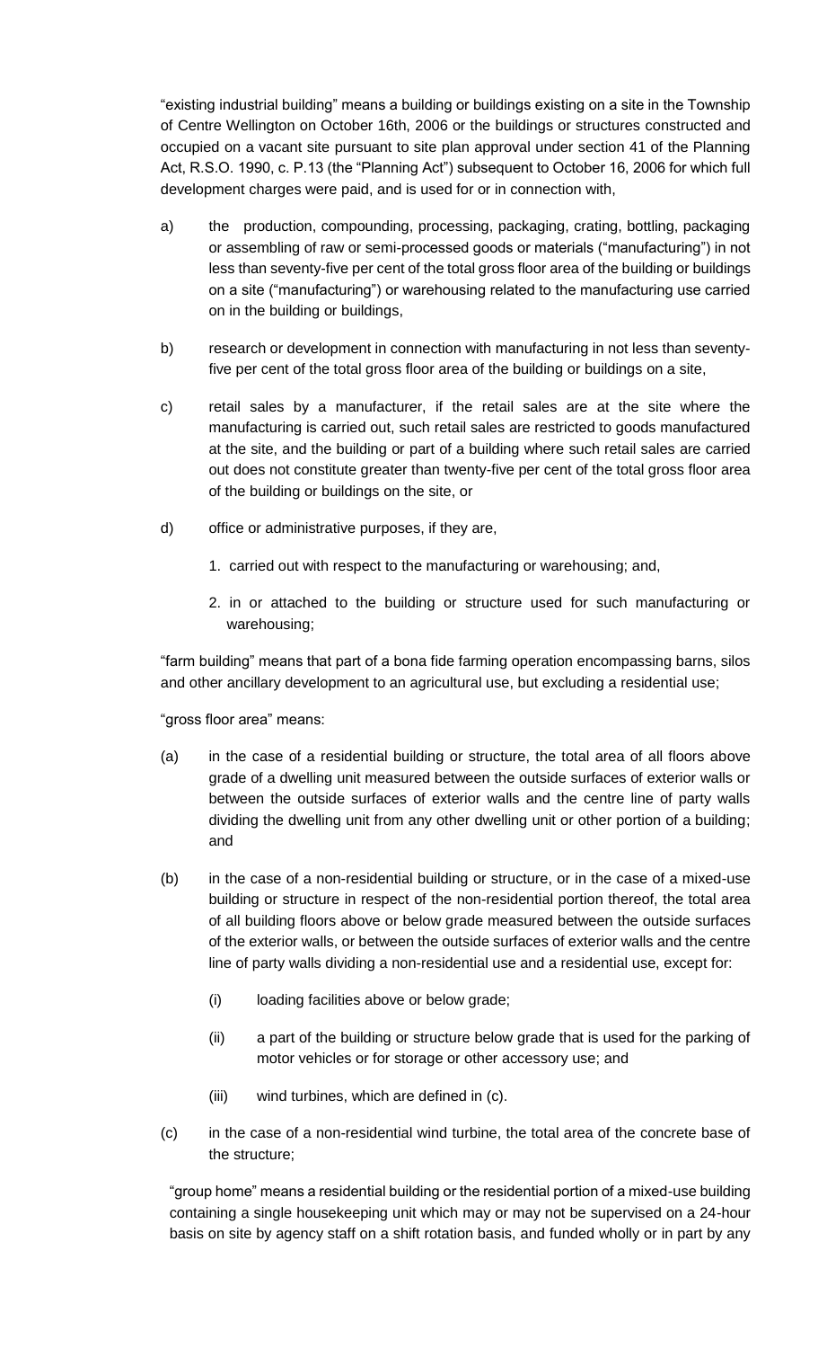"existing industrial building" means a building or buildings existing on a site in the Township of Centre Wellington on October 16th, 2006 or the buildings or structures constructed and occupied on a vacant site pursuant to site plan approval under section 41 of the Planning Act, R.S.O. 1990, c. P.13 (the "Planning Act") subsequent to October 16, 2006 for which full development charges were paid, and is used for or in connection with,

a) the production, compounding, processing, packaging, crating, bottling, packaging or assembling of raw or semi-processed goods or materials ("manufacturing") in not less than seventy-five per cent of the total gross floor area of the building or buildings on a site ("manufacturing") or warehousing related to the manufacturing use carried on in the building or buildings,

b) research or development in connection with manufacturing in not less than seventy-five per cent of the total gross floor area of the building or buildings on a site,

c) retail sales by a manufacturer, if the retail sales are at the site where the manufacturing is carried out, such retail sales are restricted to goods manufactured at the site, and the building or part of a building where such retail sales are carried out does not constitute greater than twenty-five per cent of the total gross floor area of the building or buildings on the site, or

d) office or administrative purposes, if they are,

   1. carried out with respect to the manufacturing or warehousing; and,

   2. in or attached to the building or structure used for such manufacturing or warehousing;

"farm building" means that part of a bona fide farming operation encompassing barns, silos and other ancillary development to an agricultural use, but excluding a residential use;

"gross floor area" means:

(a) in the case of a residential building or structure, the total area of all floors above grade of a dwelling unit measured between the outside surfaces of exterior walls or between the outside surfaces of exterior walls and the centre line of party walls dividing the dwelling unit from any other dwelling unit or other portion of a building; and

(b) in the case of a non-residential building or structure, or in the case of a mixed-use building or structure in respect of the non-residential portion thereof, the total area of all building floors above or below grade measured between the outside surfaces of the exterior walls, or between the outside surfaces of exterior walls and the centre line of party walls dividing a non-residential use and a residential use, except for:

   (i) loading facilities above or below grade;

   (ii) a part of the building or structure below grade that is used for the parking of motor vehicles or for storage or other accessory use; and

   (iii) wind turbines, which are defined in (c).

(c) in the case of a non-residential wind turbine, the total area of the concrete base of the structure;

"group home" means a residential building or the residential portion of a mixed-use building containing a single housekeeping unit which may or may not be supervised on a 24-hour basis on site by agency staff on a shift rotation basis, and funded wholly or in part by any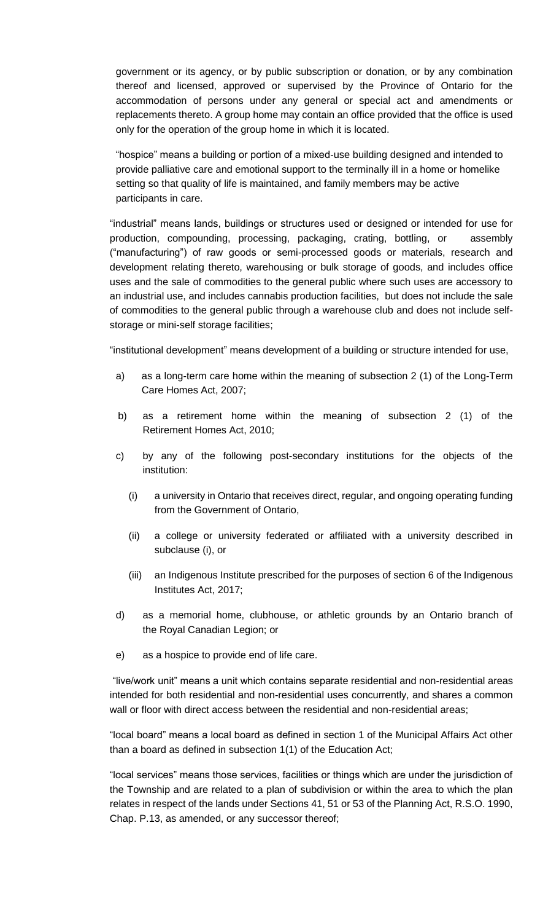government or its agency, or by public subscription or donation, or by any combination thereof and licensed, approved or supervised by the Province of Ontario for the accommodation of persons under any general or special act and amendments or replacements thereto. A group home may contain an office provided that the office is used only for the operation of the group home in which it is located.

"hospice" means a building or portion of a mixed-use building designed and intended to provide palliative care and emotional support to the terminally ill in a home or homelike setting so that quality of life is maintained, and family members may be active participants in care.

"industrial" means lands, buildings or structures used or designed or intended for use for production, compounding, processing, packaging, crating, bottling, or assembly ("manufacturing") of raw goods or semi-processed goods or materials, research and development relating thereto, warehousing or bulk storage of goods, and includes office uses and the sale of commodities to the general public where such uses are accessory to an industrial use, and includes cannabis production facilities, but does not include the sale of commodities to the general public through a warehouse club and does not include self-storage or mini-self storage facilities;

"institutional development" means development of a building or structure intended for use,

a) as a long-term care home within the meaning of subsection 2 (1) of the Long-Term Care Homes Act, 2007;

b) as a retirement home within the meaning of subsection 2 (1) of the Retirement Homes Act, 2010;

c) by any of the following post-secondary institutions for the objects of the institution:

   (i) a university in Ontario that receives direct, regular, and ongoing operating funding from the Government of Ontario,

   (ii) a college or university federated or affiliated with a university described in subclause (i), or

   (iii) an Indigenous Institute prescribed for the purposes of section 6 of the Indigenous Institutes Act, 2017;

d) as a memorial home, clubhouse, or athletic grounds by an Ontario branch of the Royal Canadian Legion; or

e) as a hospice to provide end of life care.

"live/work unit" means a unit which contains separate residential and non-residential areas intended for both residential and non-residential uses concurrently, and shares a common wall or floor with direct access between the residential and non-residential areas;

"local board" means a local board as defined in section 1 of the Municipal Affairs Act other than a board as defined in subsection 1(1) of the Education Act;

"local services" means those services, facilities or things which are under the jurisdiction of the Township and are related to a plan of subdivision or within the area to which the plan relates in respect of the lands under Sections 41, 51 or 53 of the Planning Act, R.S.O. 1990, Chap. P.13, as amended, or any successor thereof;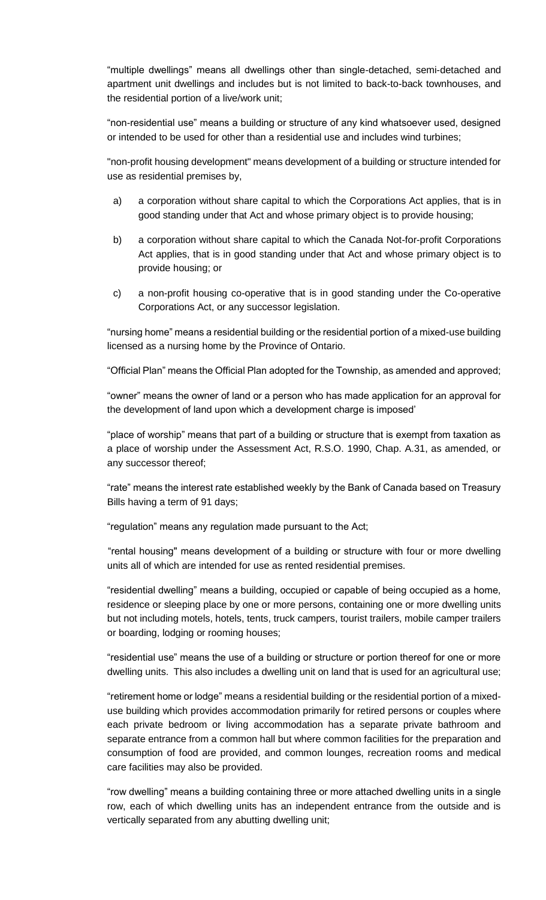"multiple dwellings" means all dwellings other than single-detached, semi-detached and apartment unit dwellings and includes but is not limited to back-to-back townhouses, and the residential portion of a live/work unit;

"non-residential use" means a building or structure of any kind whatsoever used, designed or intended to be used for other than a residential use and includes wind turbines;

"non-profit housing development" means development of a building or structure intended for use as residential premises by,

a) a corporation without share capital to which the Corporations Act applies, that is in good standing under that Act and whose primary object is to provide housing;

b) a corporation without share capital to which the Canada Not-for-profit Corporations Act applies, that is in good standing under that Act and whose primary object is to provide housing; or

c) a non-profit housing co-operative that is in good standing under the Co-operative Corporations Act, or any successor legislation.

"nursing home" means a residential building or the residential portion of a mixed-use building licensed as a nursing home by the Province of Ontario.

"Official Plan" means the Official Plan adopted for the Township, as amended and approved;

"owner" means the owner of land or a person who has made application for an approval for the development of land upon which a development charge is imposed'

"place of worship" means that part of a building or structure that is exempt from taxation as a place of worship under the Assessment Act, R.S.O. 1990, Chap. A.31, as amended, or any successor thereof;

"rate" means the interest rate established weekly by the Bank of Canada based on Treasury Bills having a term of 91 days;

"regulation" means any regulation made pursuant to the Act;

"rental housing" means development of a building or structure with four or more dwelling units all of which are intended for use as rented residential premises.

"residential dwelling" means a building, occupied or capable of being occupied as a home, residence or sleeping place by one or more persons, containing one or more dwelling units but not including motels, hotels, tents, truck campers, tourist trailers, mobile camper trailers or boarding, lodging or rooming houses;

"residential use" means the use of a building or structure or portion thereof for one or more dwelling units. This also includes a dwelling unit on land that is used for an agricultural use;

"retirement home or lodge" means a residential building or the residential portion of a mixed-use building which provides accommodation primarily for retired persons or couples where each private bedroom or living accommodation has a separate private bathroom and separate entrance from a common hall but where common facilities for the preparation and consumption of food are provided, and common lounges, recreation rooms and medical care facilities may also be provided.

"row dwelling" means a building containing three or more attached dwelling units in a single row, each of which dwelling units has an independent entrance from the outside and is vertically separated from any abutting dwelling unit;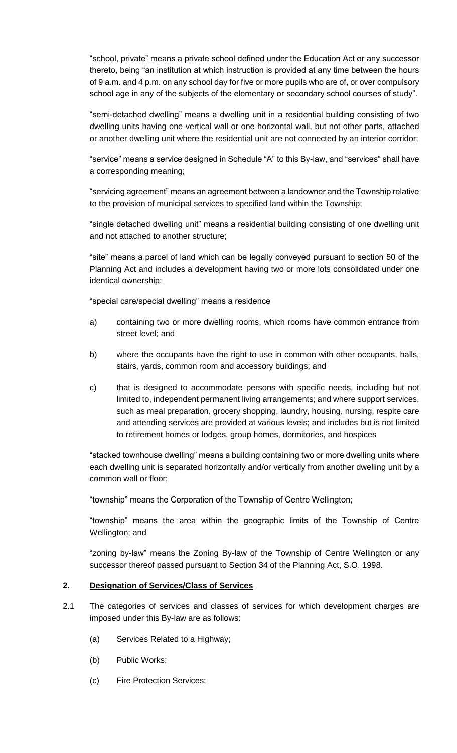"school, private" means a private school defined under the Education Act or any successor thereto, being "an institution at which instruction is provided at any time between the hours of 9 a.m. and 4 p.m. on any school day for five or more pupils who are of, or over compulsory school age in any of the subjects of the elementary or secondary school courses of study".

"semi-detached dwelling" means a dwelling unit in a residential building consisting of two dwelling units having one vertical wall or one horizontal wall, but not other parts, attached or another dwelling unit where the residential unit are not connected by an interior corridor;

"service" means a service designed in Schedule "A" to this By-law, and "services" shall have a corresponding meaning;

"servicing agreement" means an agreement between a landowner and the Township relative to the provision of municipal services to specified land within the Township;

"single detached dwelling unit" means a residential building consisting of one dwelling unit and not attached to another structure;

"site" means a parcel of land which can be legally conveyed pursuant to section 50 of the Planning Act and includes a development having two or more lots consolidated under one identical ownership;

"special care/special dwelling" means a residence

a) containing two or more dwelling rooms, which rooms have common entrance from street level; and

b) where the occupants have the right to use in common with other occupants, halls, stairs, yards, common room and accessory buildings; and

c) that is designed to accommodate persons with specific needs, including but not limited to, independent permanent living arrangements; and where support services, such as meal preparation, grocery shopping, laundry, housing, nursing, respite care and attending services are provided at various levels; and includes but is not limited to retirement homes or lodges, group homes, dormitories, and hospices

"stacked townhouse dwelling" means a building containing two or more dwelling units where each dwelling unit is separated horizontally and/or vertically from another dwelling unit by a common wall or floor;

"township" means the Corporation of the Township of Centre Wellington;

"township" means the area within the geographic limits of the Township of Centre Wellington; and

"zoning by-law" means the Zoning By-law of the Township of Centre Wellington or any successor thereof passed pursuant to Section 34 of the Planning Act, S.O. 1998.

## 2. Designation of Services/Class of Services

2.1 The categories of services and classes of services for which development charges are imposed under this By-law are as follows:

(a) Services Related to a Highway;

(b) Public Works;

(c) Fire Protection Services;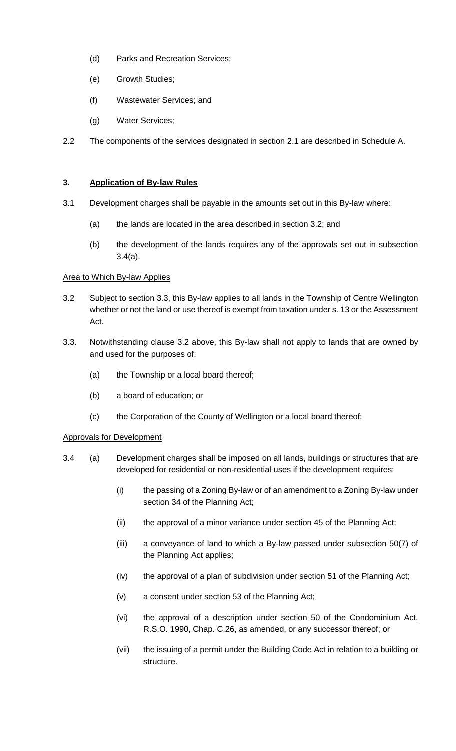(d) Parks and Recreation Services;

(e) Growth Studies;

(f) Wastewater Services; and

(g) Water Services;

2.2 The components of the services designated in section 2.1 are described in Schedule A.

### 3. Application of By-law Rules

3.1 Development charges shall be payable in the amounts set out in this By-law where:

(a) the lands are located in the area described in section 3.2; and

(b) the development of the lands requires any of the approvals set out in subsection 3.4(a).

Area to Which By-law Applies

3.2 Subject to section 3.3, this By-law applies to all lands in the Township of Centre Wellington whether or not the land or use thereof is exempt from taxation under s. 13 or the Assessment Act.

3.3. Notwithstanding clause 3.2 above, this By-law shall not apply to lands that are owned by and used for the purposes of:

(a) the Township or a local board thereof;

(b) a board of education; or

(c) the Corporation of the County of Wellington or a local board thereof;

Approvals for Development

3.4 (a) Development charges shall be imposed on all lands, buildings or structures that are developed for residential or non-residential uses if the development requires:

(i) the passing of a Zoning By-law or of an amendment to a Zoning By-law under section 34 of the Planning Act;

(ii) the approval of a minor variance under section 45 of the Planning Act;

(iii) a conveyance of land to which a By-law passed under subsection 50(7) of the Planning Act applies;

(iv) the approval of a plan of subdivision under section 51 of the Planning Act;

(v) a consent under section 53 of the Planning Act;

(vi) the approval of a description under section 50 of the Condominium Act, R.S.O. 1990, Chap. C.26, as amended, or any successor thereof; or

(vii) the issuing of a permit under the Building Code Act in relation to a building or structure.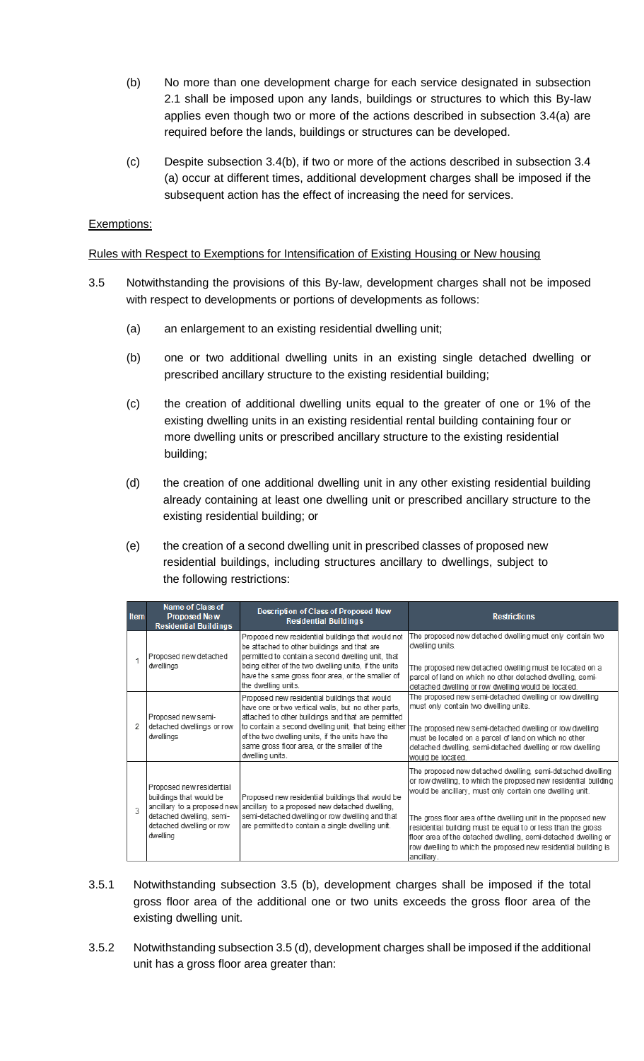(b) No more than one development charge for each service designated in subsection 2.1 shall be imposed upon any lands, buildings or structures to which this By-law applies even though two or more of the actions described in subsection 3.4(a) are required before the lands, buildings or structures can be developed.

(c) Despite subsection 3.4(b), if two or more of the actions described in subsection 3.4 (a) occur at different times, additional development charges shall be imposed if the subsequent action has the effect of increasing the need for services.

Exemptions:

Rules with Respect to Exemptions for Intensification of Existing Housing or New housing

3.5 Notwithstanding the provisions of this By-law, development charges shall not be imposed with respect to developments or portions of developments as follows:

(a) an enlargement to an existing residential dwelling unit;

(b) one or two additional dwelling units in an existing single detached dwelling or prescribed ancillary structure to the existing residential building;

(c) the creation of additional dwelling units equal to the greater of one or 1% of the existing dwelling units in an existing residential rental building containing four or more dwelling units or prescribed ancillary structure to the existing residential building;

(d) the creation of one additional dwelling unit in any other existing residential building already containing at least one dwelling unit or prescribed ancillary structure to the existing residential building; or

(e) the creation of a second dwelling unit in prescribed classes of proposed new residential buildings, including structures ancillary to dwellings, subject to the following restrictions:

| Item | Name of Class of Proposed New Residential Buildings | Description of Class of Proposed New Residential Buildings | Restrictions |
|---|---|---|---|
| 1 | Proposed new detached dwellings | Proposed new residential buildings that would not be attached to other buildings and that are permitted to contain a second dwelling unit, that being either of the two dwelling units, if the units have the same gross floor area, or the smaller of the dwelling units. | The proposed new detached dwelling must only contain two dwelling units.<br><br>The proposed new detached dwelling must be located on a parcel of land on which no other detached dwelling, semi-detached dwelling or row dwelling would be located. |
| 2 | Proposed new semi-detached dwellings or row dwellings | Proposed new residential buildings that would have one or two vertical walls, but no other parts, attached to other buildings and that are permitted to contain a second dwelling unit, that being either of the two dwelling units, if the units have the same gross floor area, or the smaller of the dwelling units. | The proposed new semi-detached dwelling or row dwelling must only contain two dwelling units.<br><br>The proposed new semi-detached dwelling or row dwelling must be located on a parcel of land on which no other detached dwelling, semi-detached dwelling or row dwelling would be located. |
| 3 | Proposed new residential buildings that would be ancillary to a proposed new detached dwelling, semi-detached dwelling or row dwelling | Proposed new residential buildings that would be ancillary to a proposed new detached dwelling, semi-detached dwelling or row dwelling and that are permitted to contain a single dwelling unit. | The proposed new detached dwelling, semi-detached dwelling or row dwelling, to which the proposed new residential building would be ancillary, must only contain one dwelling unit.<br><br>The gross floor area of the dwelling unit in the proposed new residential building must be equal to or less than the gross floor area of the detached dwelling, semi-detached dwelling or row dwelling to which the proposed new residential building is ancillary. |

3.5.1 Notwithstanding subsection 3.5 (b), development charges shall be imposed if the total gross floor area of the additional one or two units exceeds the gross floor area of the existing dwelling unit.

3.5.2 Notwithstanding subsection 3.5 (d), development charges shall be imposed if the additional unit has a gross floor area greater than: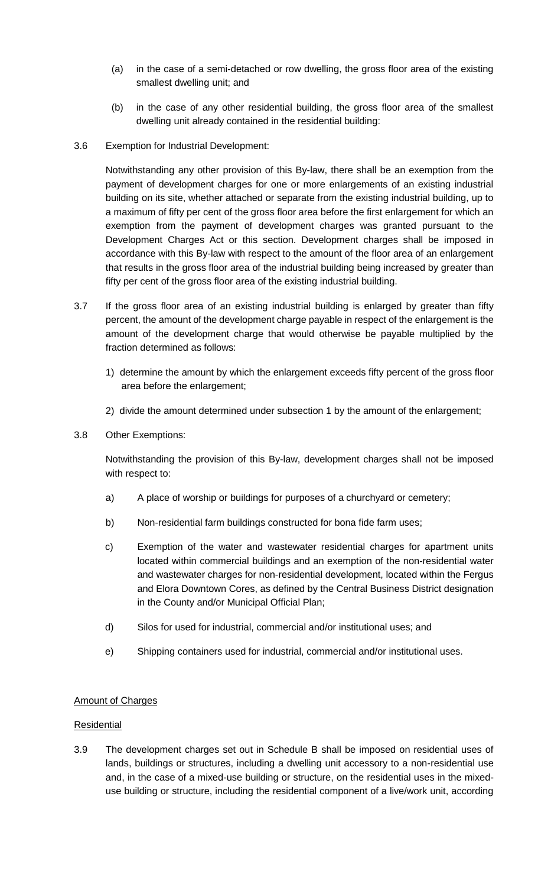(a) in the case of a semi-detached or row dwelling, the gross floor area of the existing smallest dwelling unit; and

(b) in the case of any other residential building, the gross floor area of the smallest dwelling unit already contained in the residential building:

3.6 Exemption for Industrial Development:

Notwithstanding any other provision of this By-law, there shall be an exemption from the payment of development charges for one or more enlargements of an existing industrial building on its site, whether attached or separate from the existing industrial building, up to a maximum of fifty per cent of the gross floor area before the first enlargement for which an exemption from the payment of development charges was granted pursuant to the Development Charges Act or this section. Development charges shall be imposed in accordance with this By-law with respect to the amount of the floor area of an enlargement that results in the gross floor area of the industrial building being increased by greater than fifty per cent of the gross floor area of the existing industrial building.

3.7 If the gross floor area of an existing industrial building is enlarged by greater than fifty percent, the amount of the development charge payable in respect of the enlargement is the amount of the development charge that would otherwise be payable multiplied by the fraction determined as follows:

1) determine the amount by which the enlargement exceeds fifty percent of the gross floor area before the enlargement;

2) divide the amount determined under subsection 1 by the amount of the enlargement;

3.8 Other Exemptions:

Notwithstanding the provision of this By-law, development charges shall not be imposed with respect to:

a) A place of worship or buildings for purposes of a churchyard or cemetery;

b) Non-residential farm buildings constructed for bona fide farm uses;

c) Exemption of the water and wastewater residential charges for apartment units located within commercial buildings and an exemption of the non-residential water and wastewater charges for non-residential development, located within the Fergus and Elora Downtown Cores, as defined by the Central Business District designation in the County and/or Municipal Official Plan;

d) Silos for used for industrial, commercial and/or institutional uses; and

e) Shipping containers used for industrial, commercial and/or institutional uses.

<u>Amount of Charges</u>

<u>Residential</u>

3.9 The development charges set out in Schedule B shall be imposed on residential uses of lands, buildings or structures, including a dwelling unit accessory to a non-residential use and, in the case of a mixed-use building or structure, on the residential uses in the mixed-use building or structure, including the residential component of a live/work unit, according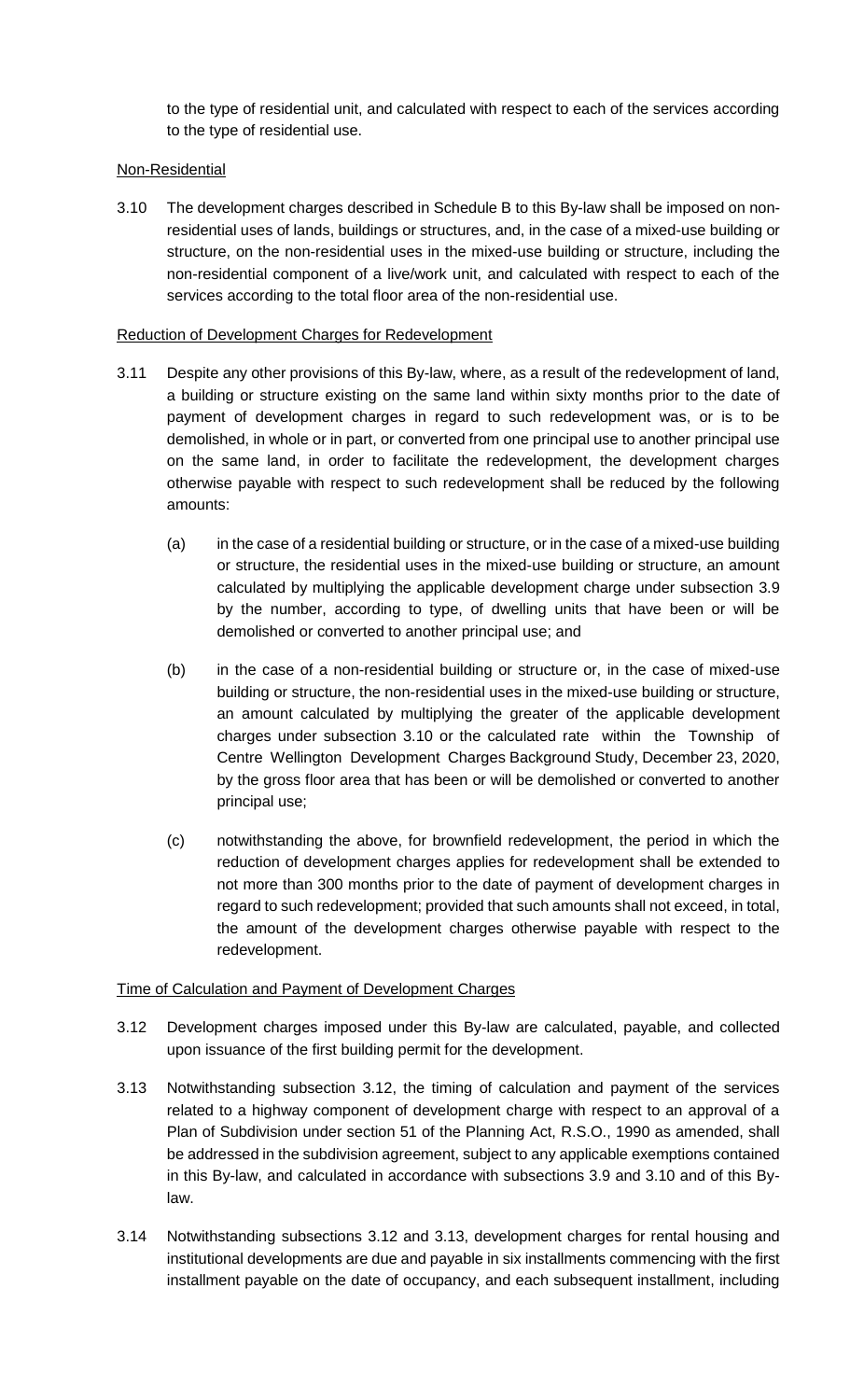to the type of residential unit, and calculated with respect to each of the services according to the type of residential use.

Non-Residential

3.10 The development charges described in Schedule B to this By-law shall be imposed on non-residential uses of lands, buildings or structures, and, in the case of a mixed-use building or structure, on the non-residential uses in the mixed-use building or structure, including the non-residential component of a live/work unit, and calculated with respect to each of the services according to the total floor area of the non-residential use.

Reduction of Development Charges for Redevelopment

3.11 Despite any other provisions of this By-law, where, as a result of the redevelopment of land, a building or structure existing on the same land within sixty months prior to the date of payment of development charges in regard to such redevelopment was, or is to be demolished, in whole or in part, or converted from one principal use to another principal use on the same land, in order to facilitate the redevelopment, the development charges otherwise payable with respect to such redevelopment shall be reduced by the following amounts:

(a) in the case of a residential building or structure, or in the case of a mixed-use building or structure, the residential uses in the mixed-use building or structure, an amount calculated by multiplying the applicable development charge under subsection 3.9 by the number, according to type, of dwelling units that have been or will be demolished or converted to another principal use; and

(b) in the case of a non-residential building or structure or, in the case of mixed-use building or structure, the non-residential uses in the mixed-use building or structure, an amount calculated by multiplying the greater of the applicable development charges under subsection 3.10 or the calculated rate within the Township of Centre Wellington Development Charges Background Study, December 23, 2020, by the gross floor area that has been or will be demolished or converted to another principal use;

(c) notwithstanding the above, for brownfield redevelopment, the period in which the reduction of development charges applies for redevelopment shall be extended to not more than 300 months prior to the date of payment of development charges in regard to such redevelopment; provided that such amounts shall not exceed, in total, the amount of the development charges otherwise payable with respect to the redevelopment.

Time of Calculation and Payment of Development Charges

3.12 Development charges imposed under this By-law are calculated, payable, and collected upon issuance of the first building permit for the development.

3.13 Notwithstanding subsection 3.12, the timing of calculation and payment of the services related to a highway component of development charge with respect to an approval of a Plan of Subdivision under section 51 of the Planning Act, R.S.O., 1990 as amended, shall be addressed in the subdivision agreement, subject to any applicable exemptions contained in this By-law, and calculated in accordance with subsections 3.9 and 3.10 and of this By-law.

3.14 Notwithstanding subsections 3.12 and 3.13, development charges for rental housing and institutional developments are due and payable in six installments commencing with the first installment payable on the date of occupancy, and each subsequent installment, including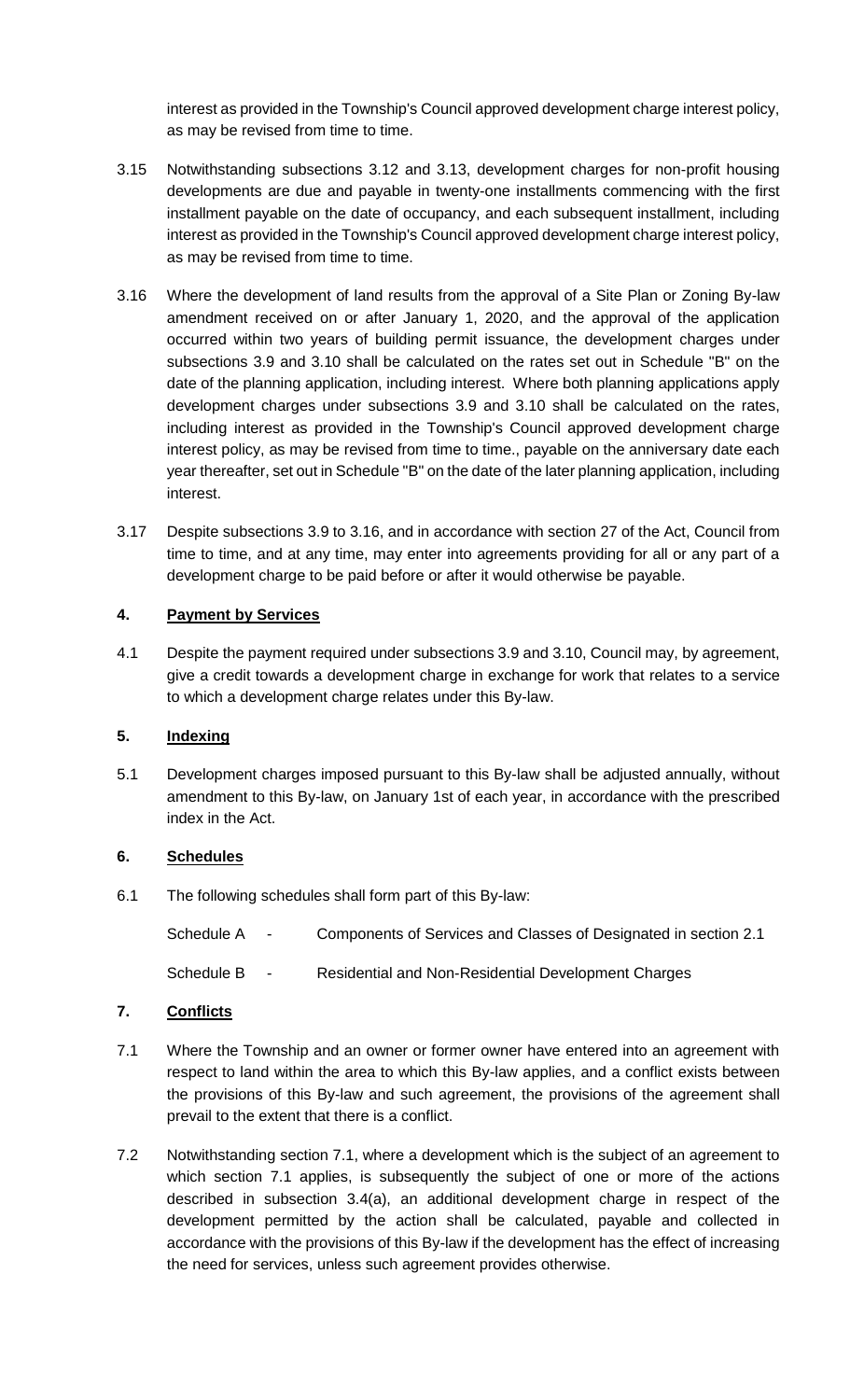interest as provided in the Township's Council approved development charge interest policy, as may be revised from time to time.

3.15 Notwithstanding subsections 3.12 and 3.13, development charges for non-profit housing developments are due and payable in twenty-one installments commencing with the first installment payable on the date of occupancy, and each subsequent installment, including interest as provided in the Township's Council approved development charge interest policy, as may be revised from time to time.

3.16 Where the development of land results from the approval of a Site Plan or Zoning By-law amendment received on or after January 1, 2020, and the approval of the application occurred within two years of building permit issuance, the development charges under subsections 3.9 and 3.10 shall be calculated on the rates set out in Schedule "B" on the date of the planning application, including interest. Where both planning applications apply development charges under subsections 3.9 and 3.10 shall be calculated on the rates, including interest as provided in the Township's Council approved development charge interest policy, as may be revised from time to time., payable on the anniversary date each year thereafter, set out in Schedule "B" on the date of the later planning application, including interest.

3.17 Despite subsections 3.9 to 3.16, and in accordance with section 27 of the Act, Council from time to time, and at any time, may enter into agreements providing for all or any part of a development charge to be paid before or after it would otherwise be payable.

## 4. Payment by Services

4.1 Despite the payment required under subsections 3.9 and 3.10, Council may, by agreement, give a credit towards a development charge in exchange for work that relates to a service to which a development charge relates under this By-law.

## 5. Indexing

5.1 Development charges imposed pursuant to this By-law shall be adjusted annually, without amendment to this By-law, on January 1st of each year, in accordance with the prescribed index in the Act.

## 6. Schedules

6.1 The following schedules shall form part of this By-law:

Schedule A - Components of Services and Classes of Designated in section 2.1

Schedule B - Residential and Non-Residential Development Charges

## 7. Conflicts

7.1 Where the Township and an owner or former owner have entered into an agreement with respect to land within the area to which this By-law applies, and a conflict exists between the provisions of this By-law and such agreement, the provisions of the agreement shall prevail to the extent that there is a conflict.

7.2 Notwithstanding section 7.1, where a development which is the subject of an agreement to which section 7.1 applies, is subsequently the subject of one or more of the actions described in subsection 3.4(a), an additional development charge in respect of the development permitted by the action shall be calculated, payable and collected in accordance with the provisions of this By-law if the development has the effect of increasing the need for services, unless such agreement provides otherwise.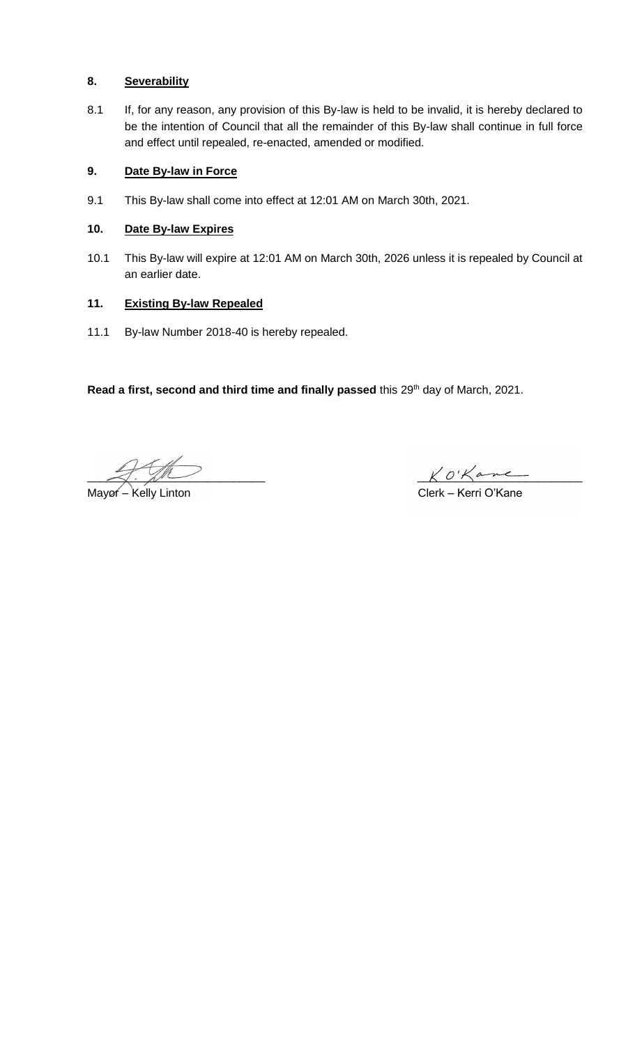## 8. Severability

8.1 If, for any reason, any provision of this By-law is held to be invalid, it is hereby declared to be the intention of Council that all the remainder of this By-law shall continue in full force and effect until repealed, re-enacted, amended or modified.

## 9. Date By-law in Force

9.1 This By-law shall come into effect at 12:01 AM on March 30th, 2021.

## 10. Date By-law Expires

10.1 This By-law will expire at 12:01 AM on March 30th, 2026 unless it is repealed by Council at an earlier date.

## 11. Existing By-law Repealed

11.1 By-law Number 2018-40 is hereby repealed.

**Read a first, second and third time and finally passed** this 29th day of March, 2021.

Mayor – Kelly Linton

Clerk – Kerri O'Kane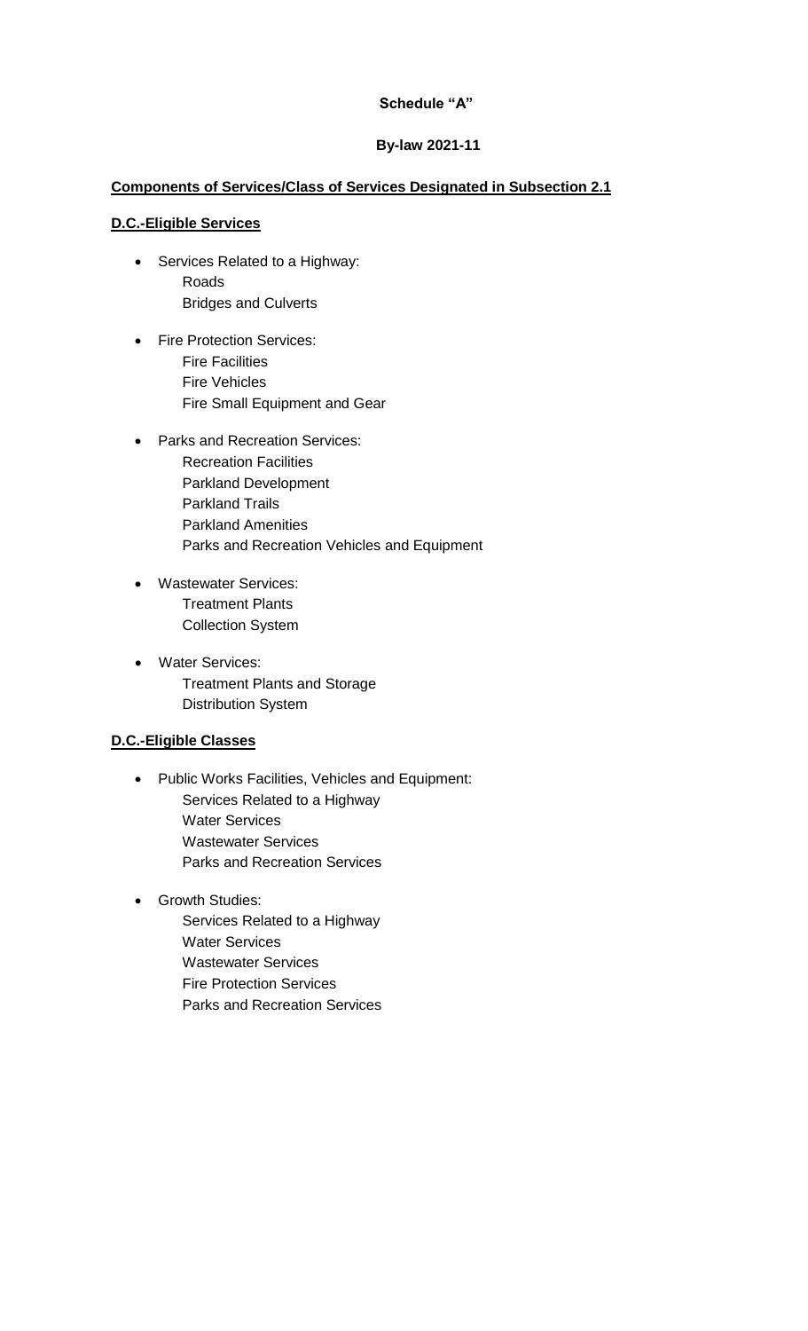**Schedule "A"**

**By-law 2021-11**

**Components of Services/Class of Services Designated in Subsection 2.1**

**D.C.-Eligible Services**

- Services Related to a Highway:
  - Roads
  - Bridges and Culverts
- Fire Protection Services:
  - Fire Facilities
  - Fire Vehicles
  - Fire Small Equipment and Gear
- Parks and Recreation Services:
  - Recreation Facilities
  - Parkland Development
  - Parkland Trails
  - Parkland Amenities
  - Parks and Recreation Vehicles and Equipment
- Wastewater Services:
  - Treatment Plants
  - Collection System
- Water Services:
  - Treatment Plants and Storage
  - Distribution System

**D.C.-Eligible Classes**

- Public Works Facilities, Vehicles and Equipment:
  - Services Related to a Highway
  - Water Services
  - Wastewater Services
  - Parks and Recreation Services
- Growth Studies:
  - Services Related to a Highway
  - Water Services
  - Wastewater Services
  - Fire Protection Services
  - Parks and Recreation Services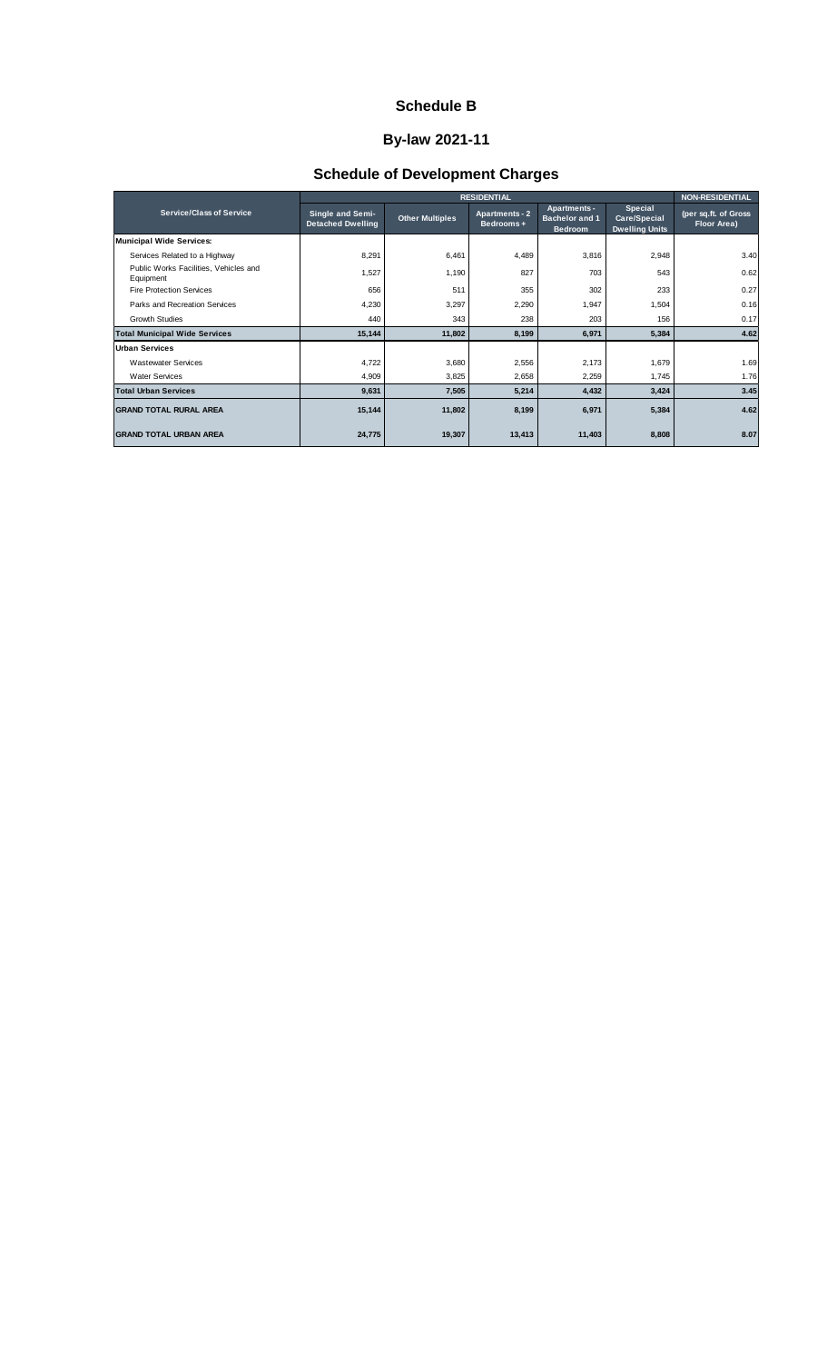## Schedule B

## By-law 2021-11

## Schedule of Development Charges

| Service/Class of Service | RESIDENTIAL | | | | | NON-RESIDENTIAL |
|---|---|---|---|---|---|---|
| | Single and Semi-Detached Dwelling | Other Multiples | Apartments - 2 Bedrooms + | Apartments - Bachelor and 1 Bedroom | Special Care/Special Dwelling Units | (per sq.ft. of Gross Floor Area) |
| **Municipal Wide Services:** | | | | | | |
| Services Related to a Highway | 8,291 | 6,461 | 4,489 | 3,816 | 2,948 | 3.40 |
| Public Works Facilities, Vehicles and Equipment | 1,527 | 1,190 | 827 | 703 | 543 | 0.62 |
| Fire Protection Services | 656 | 511 | 355 | 302 | 233 | 0.27 |
| Parks and Recreation Services | 4,230 | 3,297 | 2,290 | 1,947 | 1,504 | 0.16 |
| Growth Studies | 440 | 343 | 238 | 203 | 156 | 0.17 |
| **Total Municipal Wide Services** | **15,144** | **11,802** | **8,199** | **6,971** | **5,384** | **4.62** |
| **Urban Services** | | | | | | |
| Wastewater Services | 4,722 | 3,680 | 2,556 | 2,173 | 1,679 | 1.69 |
| Water Services | 4,909 | 3,825 | 2,658 | 2,259 | 1,745 | 1.76 |
| **Total Urban Services** | **9,631** | **7,505** | **5,214** | **4,432** | **3,424** | **3.45** |
| **GRAND TOTAL RURAL AREA** | **15,144** | **11,802** | **8,199** | **6,971** | **5,384** | **4.62** |
| **GRAND TOTAL URBAN AREA** | **24,775** | **19,307** | **13,413** | **11,403** | **8,808** | **8.07** |